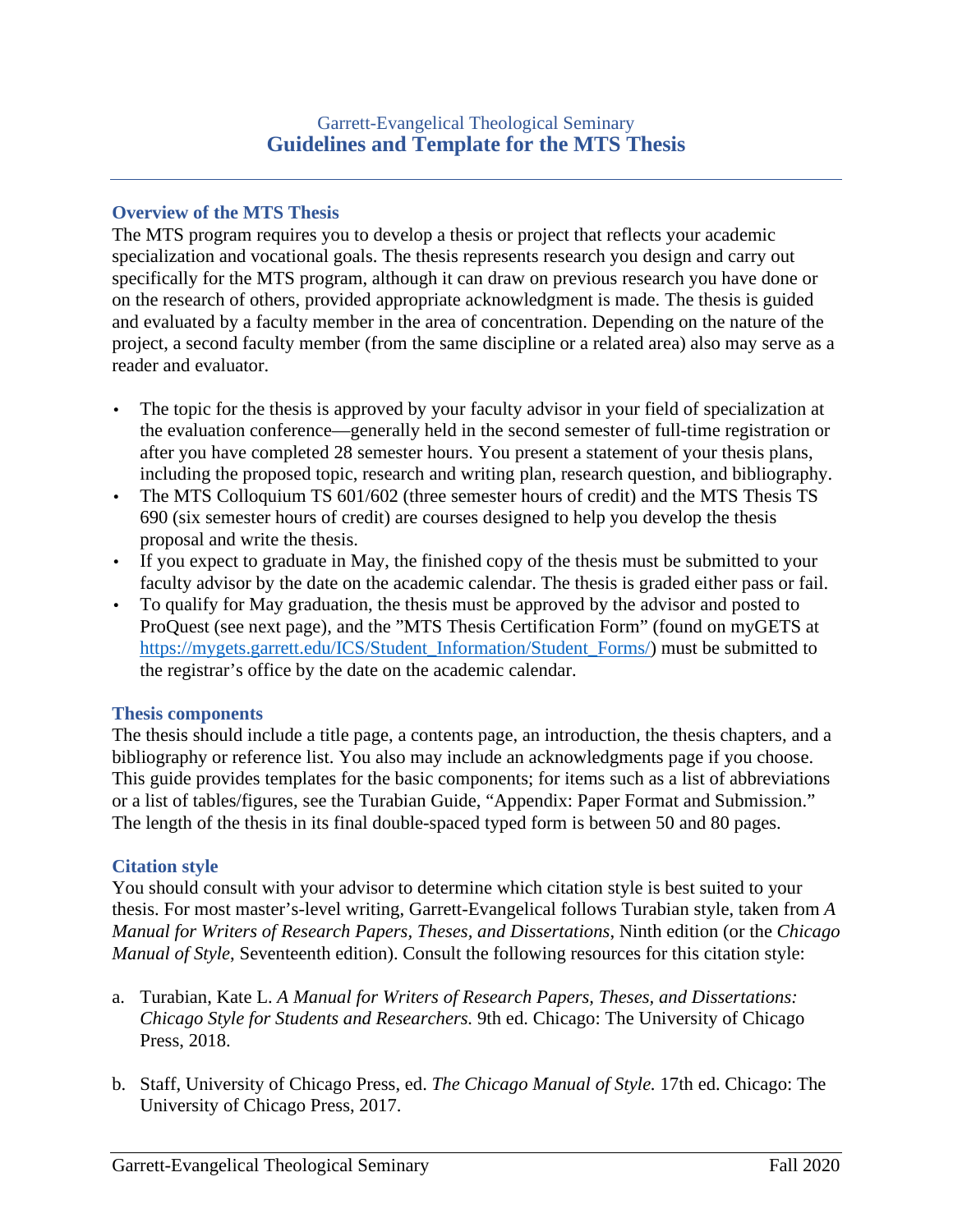Garrett-Evangelical Theological Seminary

# Guidelines and Template for the MTS Thesis

## Overview of the MTS Thesis

The MTS program requires you to develop a thesis or project that reflects your academic specialization and vocational goals. The thesis represents research you design and carry out specifically for the MTS program, although it can draw on previous research you have done or on the research of others, provided appropriate acknowledgment is made. The thesis is guided and evaluated by a faculty member in the area of concentration. Depending on the nature of the project, a second faculty member (from the same discipline or a related area) also may serve as a reader and evaluator.

- The topic for the thesis is approved by your faculty advisor in your field of specialization at the evaluation conference—generally held in the second semester of full-time registration or after you have completed 28 semester hours. You present a statement of your thesis plans, including the proposed topic, research and writing plan, research question, and bibliography.
- The MTS Colloquium TS 601/602 (three semester hours of credit) and the MTS Thesis TS 690 (six semester hours of credit) are courses designed to help you develop the thesis proposal and write the thesis.
- If you expect to graduate in May, the finished copy of the thesis must be submitted to your faculty advisor by the date on the academic calendar. The thesis is graded either pass or fail.
- To qualify for May graduation, the thesis must be approved by the advisor and posted to ProQuest (see next page), and the "MTS Thesis Certification Form" (found on myGETS at https://mygets.garrett.edu/ICS/Student_Information/Student_Forms/) must be submitted to the registrar's office by the date on the academic calendar.

## Thesis components

The thesis should include a title page, a contents page, an introduction, the thesis chapters, and a bibliography or reference list. You also may include an acknowledgments page if you choose. This guide provides templates for the basic components; for items such as a list of abbreviations or a list of tables/figures, see the Turabian Guide, "Appendix: Paper Format and Submission." The length of the thesis in its final double-spaced typed form is between 50 and 80 pages.

## Citation style

You should consult with your advisor to determine which citation style is best suited to your thesis. For most master's-level writing, Garrett-Evangelical follows Turabian style, taken from *A Manual for Writers of Research Papers, Theses, and Dissertations*, Ninth edition (or the *Chicago Manual of Style*, Seventeenth edition). Consult the following resources for this citation style:

a. Turabian, Kate L. *A Manual for Writers of Research Papers, Theses, and Dissertations: Chicago Style for Students and Researchers.* 9th ed. Chicago: The University of Chicago Press, 2018.

b. Staff, University of Chicago Press, ed. *The Chicago Manual of Style.* 17th ed. Chicago: The University of Chicago Press, 2017.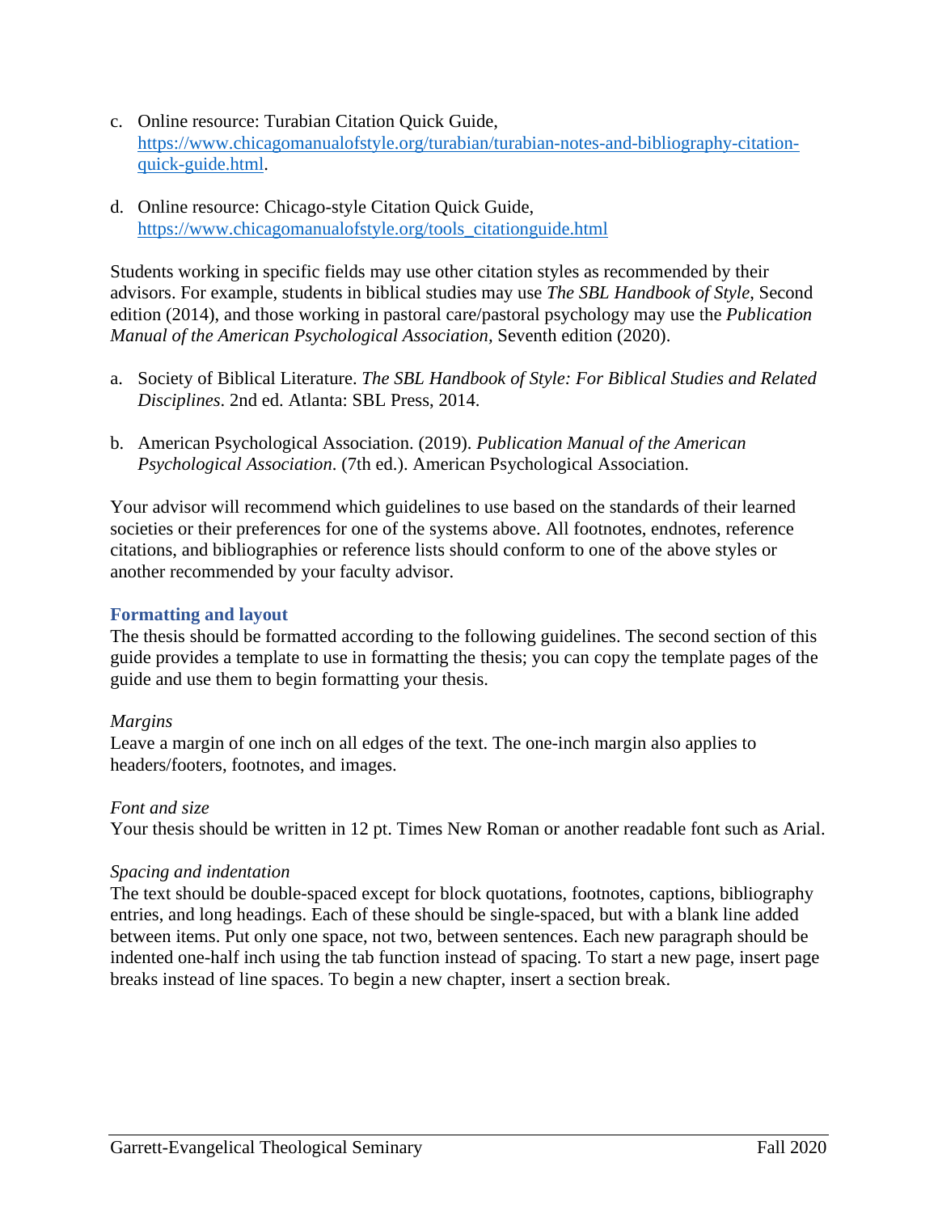c. Online resource: Turabian Citation Quick Guide, [https://www.chicagomanualofstyle.org/turabian/turabian-notes-and-bibliography-citation-quick-guide.html](https://www.chicagomanualofstyle.org/turabian/turabian-notes-and-bibliography-citation-quick-guide.html).

d. Online resource: Chicago-style Citation Quick Guide, [https://www.chicagomanualofstyle.org/tools_citationguide.html](https://www.chicagomanualofstyle.org/tools_citationguide.html)

Students working in specific fields may use other citation styles as recommended by their advisors. For example, students in biblical studies may use *The SBL Handbook of Style*, Second edition (2014), and those working in pastoral care/pastoral psychology may use the *Publication Manual of the American Psychological Association,* Seventh edition (2020).

a. Society of Biblical Literature. *The SBL Handbook of Style: For Biblical Studies and Related Disciplines*. 2nd ed. Atlanta: SBL Press, 2014.

b. American Psychological Association. (2019). *Publication Manual of the American Psychological Association*. (7th ed.). American Psychological Association.

Your advisor will recommend which guidelines to use based on the standards of their learned societies or their preferences for one of the systems above. All footnotes, endnotes, reference citations, and bibliographies or reference lists should conform to one of the above styles or another recommended by your faculty advisor.

### Formatting and layout

The thesis should be formatted according to the following guidelines. The second section of this guide provides a template to use in formatting the thesis; you can copy the template pages of the guide and use them to begin formatting your thesis.

*Margins*

Leave a margin of one inch on all edges of the text. The one-inch margin also applies to headers/footers, footnotes, and images.

*Font and size*

Your thesis should be written in 12 pt. Times New Roman or another readable font such as Arial.

*Spacing and indentation*

The text should be double-spaced except for block quotations, footnotes, captions, bibliography entries, and long headings. Each of these should be single-spaced, but with a blank line added between items. Put only one space, not two, between sentences. Each new paragraph should be indented one-half inch using the tab function instead of spacing. To start a new page, insert page breaks instead of line spaces. To begin a new chapter, insert a section break.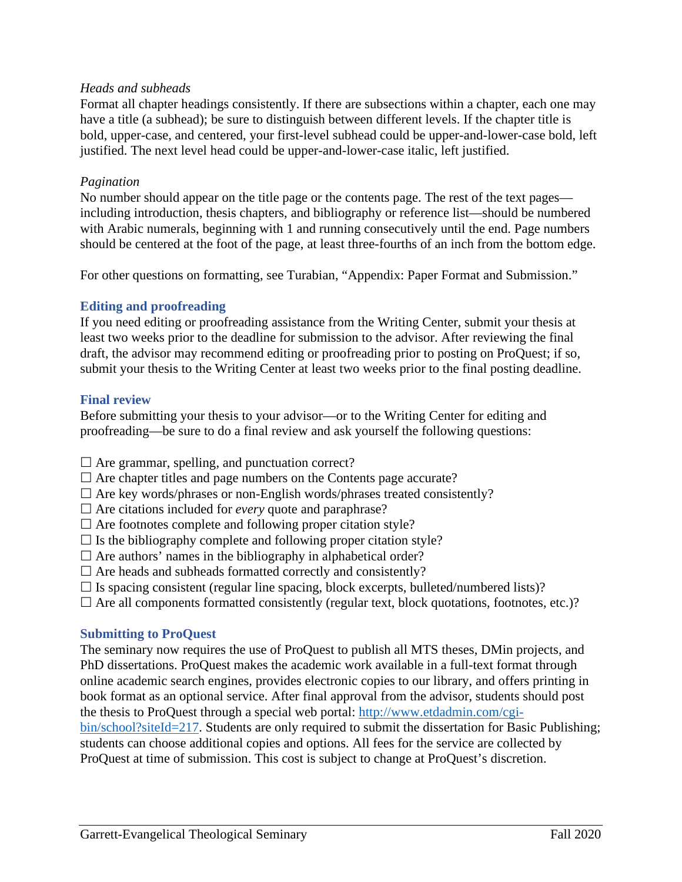*Heads and subheads*

Format all chapter headings consistently. If there are subsections within a chapter, each one may have a title (a subhead); be sure to distinguish between different levels. If the chapter title is bold, upper-case, and centered, your first-level subhead could be upper-and-lower-case bold, left justified. The next level head could be upper-and-lower-case italic, left justified.

*Pagination*

No number should appear on the title page or the contents page. The rest of the text pages—including introduction, thesis chapters, and bibliography or reference list—should be numbered with Arabic numerals, beginning with 1 and running consecutively until the end. Page numbers should be centered at the foot of the page, at least three-fourths of an inch from the bottom edge.

For other questions on formatting, see Turabian, "Appendix: Paper Format and Submission."

## Editing and proofreading

If you need editing or proofreading assistance from the Writing Center, submit your thesis at least two weeks prior to the deadline for submission to the advisor. After reviewing the final draft, the advisor may recommend editing or proofreading prior to posting on ProQuest; if so, submit your thesis to the Writing Center at least two weeks prior to the final posting deadline.

## Final review

Before submitting your thesis to your advisor—or to the Writing Center for editing and proofreading—be sure to do a final review and ask yourself the following questions:

☐ Are grammar, spelling, and punctuation correct?
☐ Are chapter titles and page numbers on the Contents page accurate?
☐ Are key words/phrases or non-English words/phrases treated consistently?
☐ Are citations included for *every* quote and paraphrase?
☐ Are footnotes complete and following proper citation style?
☐ Is the bibliography complete and following proper citation style?
☐ Are authors' names in the bibliography in alphabetical order?
☐ Are heads and subheads formatted correctly and consistently?
☐ Is spacing consistent (regular line spacing, block excerpts, bulleted/numbered lists)?
☐ Are all components formatted consistently (regular text, block quotations, footnotes, etc.)?

## Submitting to ProQuest

The seminary now requires the use of ProQuest to publish all MTS theses, DMin projects, and PhD dissertations. ProQuest makes the academic work available in a full-text format through online academic search engines, provides electronic copies to our library, and offers printing in book format as an optional service. After final approval from the advisor, students should post the thesis to ProQuest through a special web portal: [http://www.etdadmin.com/cgi-bin/school?siteId=217](http://www.etdadmin.com/cgi-bin/school?siteId=217). Students are only required to submit the dissertation for Basic Publishing; students can choose additional copies and options. All fees for the service are collected by ProQuest at time of submission. This cost is subject to change at ProQuest's discretion.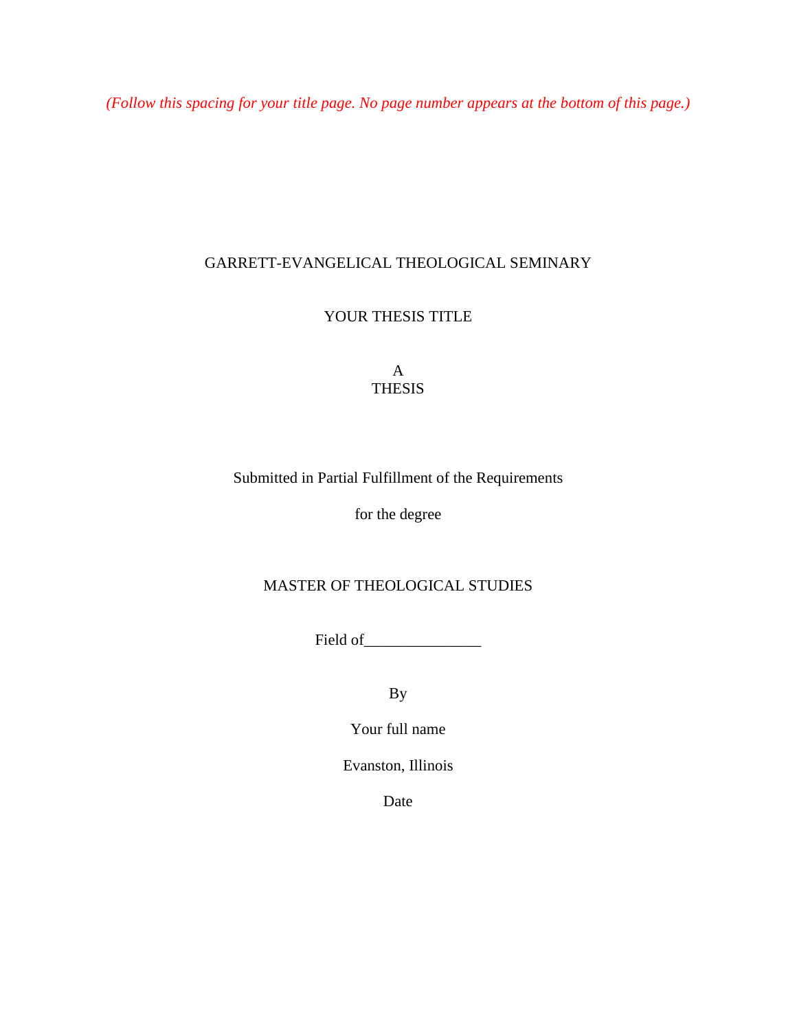*(Follow this spacing for your title page. No page number appears at the bottom of this page.)*

GARRETT-EVANGELICAL THEOLOGICAL SEMINARY

YOUR THESIS TITLE

A
THESIS

Submitted in Partial Fulfillment of the Requirements

for the degree

MASTER OF THEOLOGICAL STUDIES

Field of_______________

By

Your full name

Evanston, Illinois

Date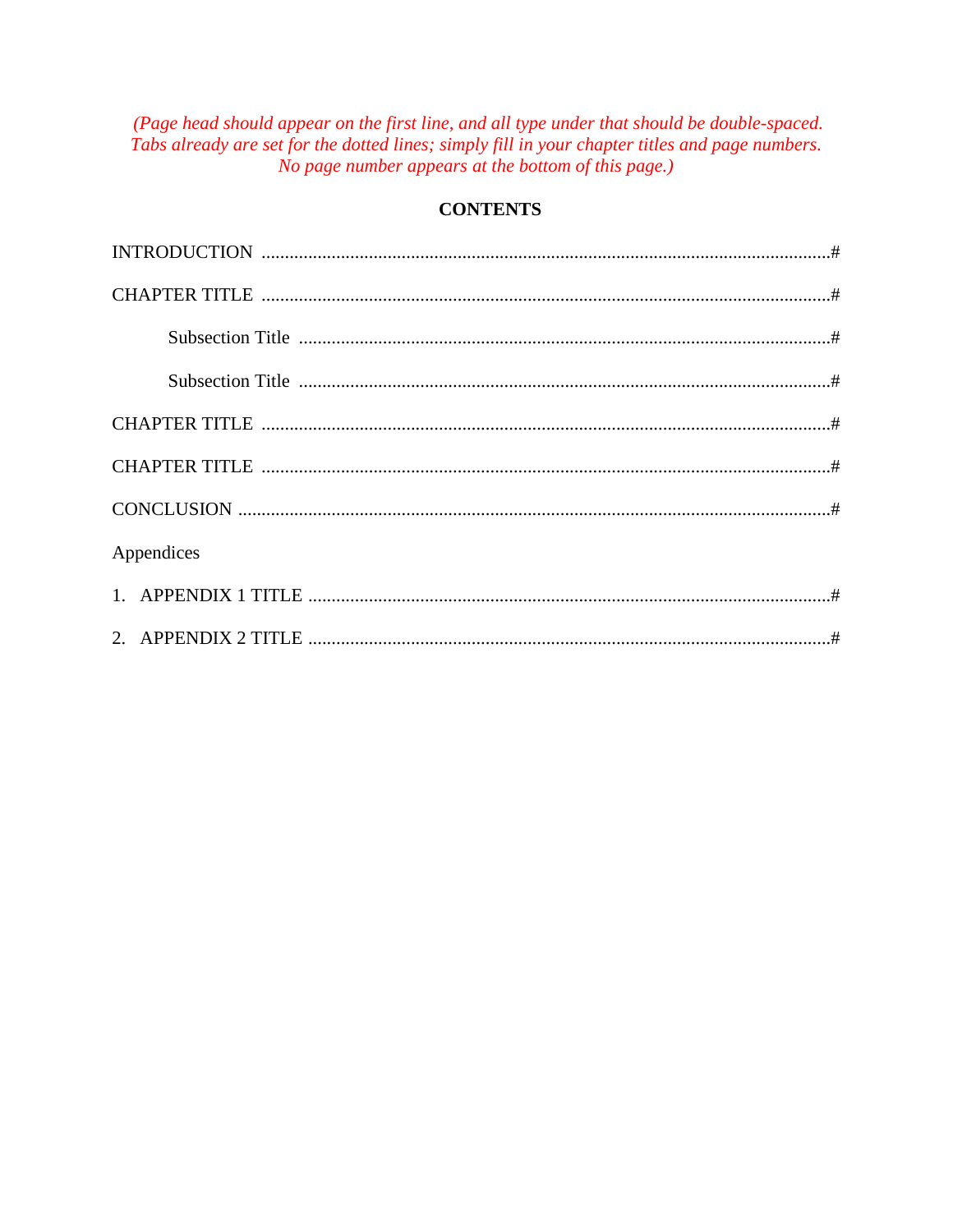*(Page head should appear on the first line, and all type under that should be double-spaced. Tabs already are set for the dotted lines; simply fill in your chapter titles and page numbers. No page number appears at the bottom of this page.)*

## CONTENTS

INTRODUCTION ........................................................................................................................#

CHAPTER TITLE ........................................................................................................................#

    Subsection Title ................................................................................................................#

    Subsection Title ................................................................................................................#

CHAPTER TITLE ........................................................................................................................#

CHAPTER TITLE ........................................................................................................................#

CONCLUSION .............................................................................................................................#

Appendices

1. APPENDIX 1 TITLE ...............................................................................................................#

2. APPENDIX 2 TITLE ...............................................................................................................#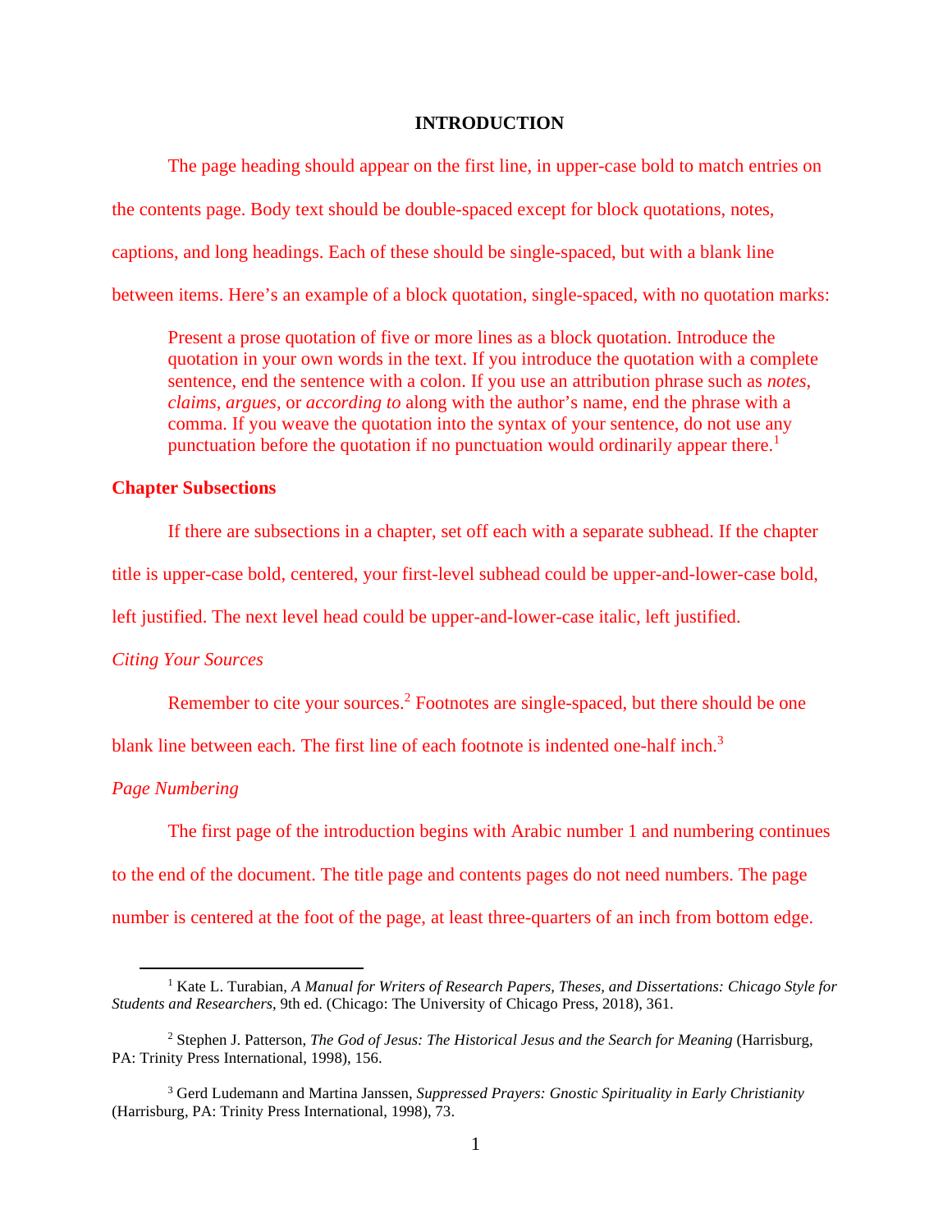# INTRODUCTION

The page heading should appear on the first line, in upper-case bold to match entries on the contents page. Body text should be double-spaced except for block quotations, notes, captions, and long headings. Each of these should be single-spaced, but with a blank line between items. Here's an example of a block quotation, single-spaced, with no quotation marks:

> Present a prose quotation of five or more lines as a block quotation. Introduce the quotation in your own words in the text. If you introduce the quotation with a complete sentence, end the sentence with a colon. If you use an attribution phrase such as *notes*, *claims*, *argues*, or *according to* along with the author's name, end the phrase with a comma. If you weave the quotation into the syntax of your sentence, do not use any punctuation before the quotation if no punctuation would ordinarily appear there.[1]

## Chapter Subsections

If there are subsections in a chapter, set off each with a separate subhead. If the chapter title is upper-case bold, centered, your first-level subhead could be upper-and-lower-case bold, left justified. The next level head could be upper-and-lower-case italic, left justified.

### *Citing Your Sources*

Remember to cite your sources.[2] Footnotes are single-spaced, but there should be one blank line between each. The first line of each footnote is indented one-half inch.[3]

### *Page Numbering*

The first page of the introduction begins with Arabic number 1 and numbering continues to the end of the document. The title page and contents pages do not need numbers. The page number is centered at the foot of the page, at least three-quarters of an inch from bottom edge.

---

[1] Kate L. Turabian, *A Manual for Writers of Research Papers, Theses, and Dissertations: Chicago Style for Students and Researchers*, 9th ed. (Chicago: The University of Chicago Press, 2018), 361.

[2] Stephen J. Patterson, *The God of Jesus: The Historical Jesus and the Search for Meaning* (Harrisburg, PA: Trinity Press International, 1998), 156.

[3] Gerd Ludemann and Martina Janssen, *Suppressed Prayers: Gnostic Spirituality in Early Christianity* (Harrisburg, PA: Trinity Press International, 1998), 73.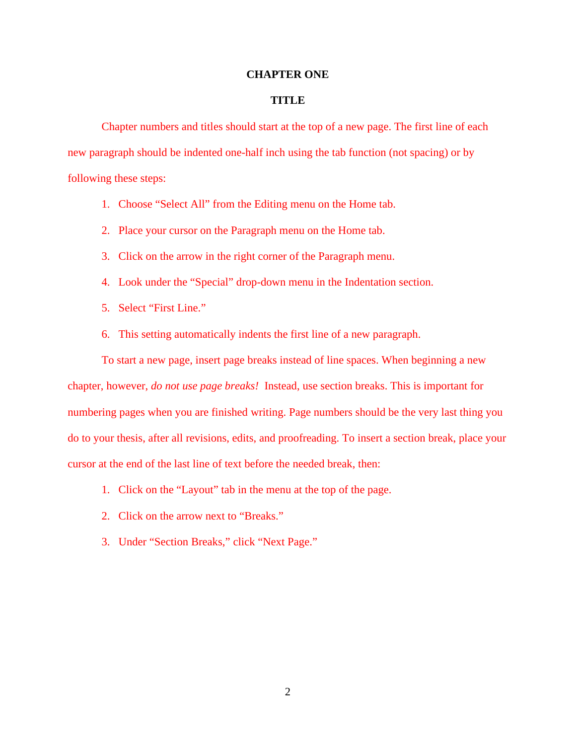# CHAPTER ONE

## TITLE

Chapter numbers and titles should start at the top of a new page. The first line of each new paragraph should be indented one-half inch using the tab function (not spacing) or by following these steps:

1. Choose “Select All” from the Editing menu on the Home tab.
2. Place your cursor on the Paragraph menu on the Home tab.
3. Click on the arrow in the right corner of the Paragraph menu.
4. Look under the “Special” drop-down menu in the Indentation section.
5. Select “First Line.”
6. This setting automatically indents the first line of a new paragraph.

To start a new page, insert page breaks instead of line spaces. When beginning a new chapter, however, *do not use page breaks!* Instead, use section breaks. This is important for numbering pages when you are finished writing. Page numbers should be the very last thing you do to your thesis, after all revisions, edits, and proofreading. To insert a section break, place your cursor at the end of the last line of text before the needed break, then:

1. Click on the “Layout” tab in the menu at the top of the page.
2. Click on the arrow next to “Breaks.”
3. Under “Section Breaks,” click “Next Page.”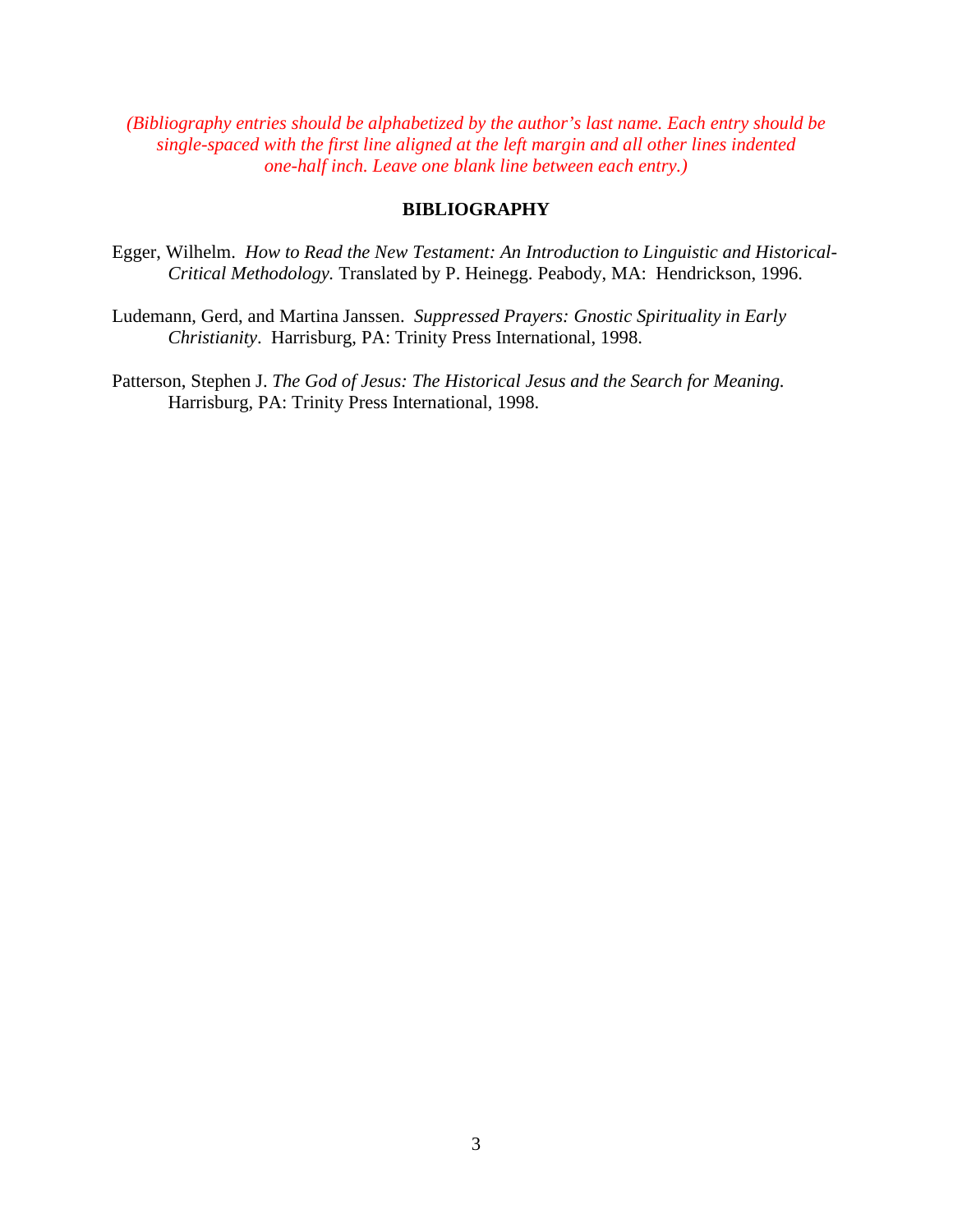*(Bibliography entries should be alphabetized by the author's last name. Each entry should be single-spaced with the first line aligned at the left margin and all other lines indented one-half inch. Leave one blank line between each entry.)*

**BIBLIOGRAPHY**

Egger, Wilhelm. *How to Read the New Testament: An Introduction to Linguistic and Historical-Critical Methodology.* Translated by P. Heinegg. Peabody, MA: Hendrickson, 1996.

Ludemann, Gerd, and Martina Janssen. *Suppressed Prayers: Gnostic Spirituality in Early Christianity*. Harrisburg, PA: Trinity Press International, 1998.

Patterson, Stephen J. *The God of Jesus: The Historical Jesus and the Search for Meaning*. Harrisburg, PA: Trinity Press International, 1998.